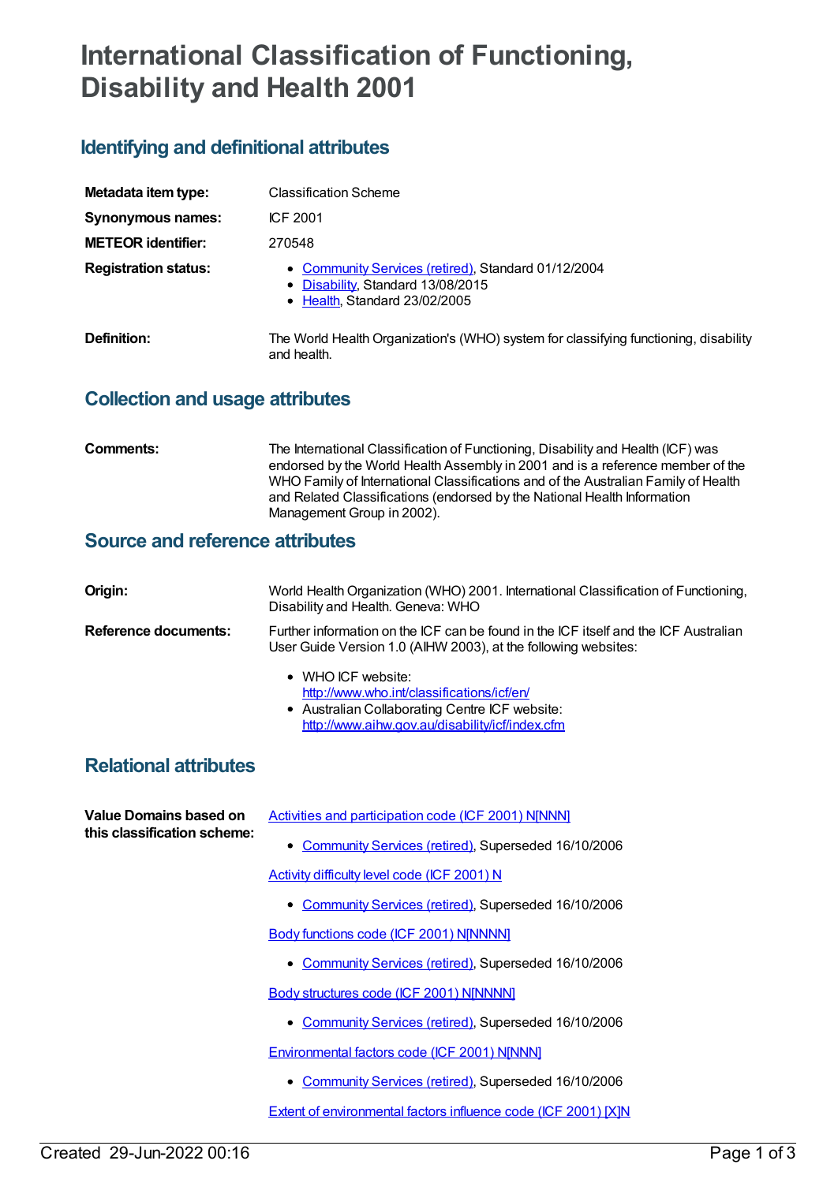# International Classification of Functioning, Disability and Health 2001

## Identifying and definitional attributes

**Metadata item type:** Classification Scheme

**Synonymous names:** ICF 2001

**METEOR identifier:** 270548

**Registration status:**

- Community Services (retired), Standard 01/12/2004
- Disability, Standard 13/08/2015
- Health, Standard 23/02/2005

**Definition:** The World Health Organization's (WHO) system for classifying functioning, disability and health.

## Collection and usage attributes

**Comments:** The International Classification of Functioning, Disability and Health (ICF) was endorsed by the World Health Assembly in 2001 and is a reference member of the WHO Family of International Classifications and of the Australian Family of Health and Related Classifications (endorsed by the National Health Information Management Group in 2002).

## Source and reference attributes

**Origin:** World Health Organization (WHO) 2001. International Classification of Functioning, Disability and Health. Geneva: WHO

**Reference documents:** Further information on the ICF can be found in the ICF itself and the ICF Australian User Guide Version 1.0 (AIHW 2003), at the following websites:

- WHO ICF website: http://www.who.int/classifications/icf/en/
- Australian Collaborating Centre ICF website: http://www.aihw.gov.au/disability/icf/index.cfm

## Relational attributes

**Value Domains based on this classification scheme:**

Activities and participation code (ICF 2001) N[NNN]

- Community Services (retired), Superseded 16/10/2006

Activity difficulty level code (ICF 2001) N

- Community Services (retired), Superseded 16/10/2006

Body functions code (ICF 2001) N[NNNN]

- Community Services (retired), Superseded 16/10/2006

Body structures code (ICF 2001) N[NNNN]

- Community Services (retired), Superseded 16/10/2006

Environmental factors code (ICF 2001) N[NNN]

- Community Services (retired), Superseded 16/10/2006

Extent of environmental factors influence code (ICF 2001) [X]N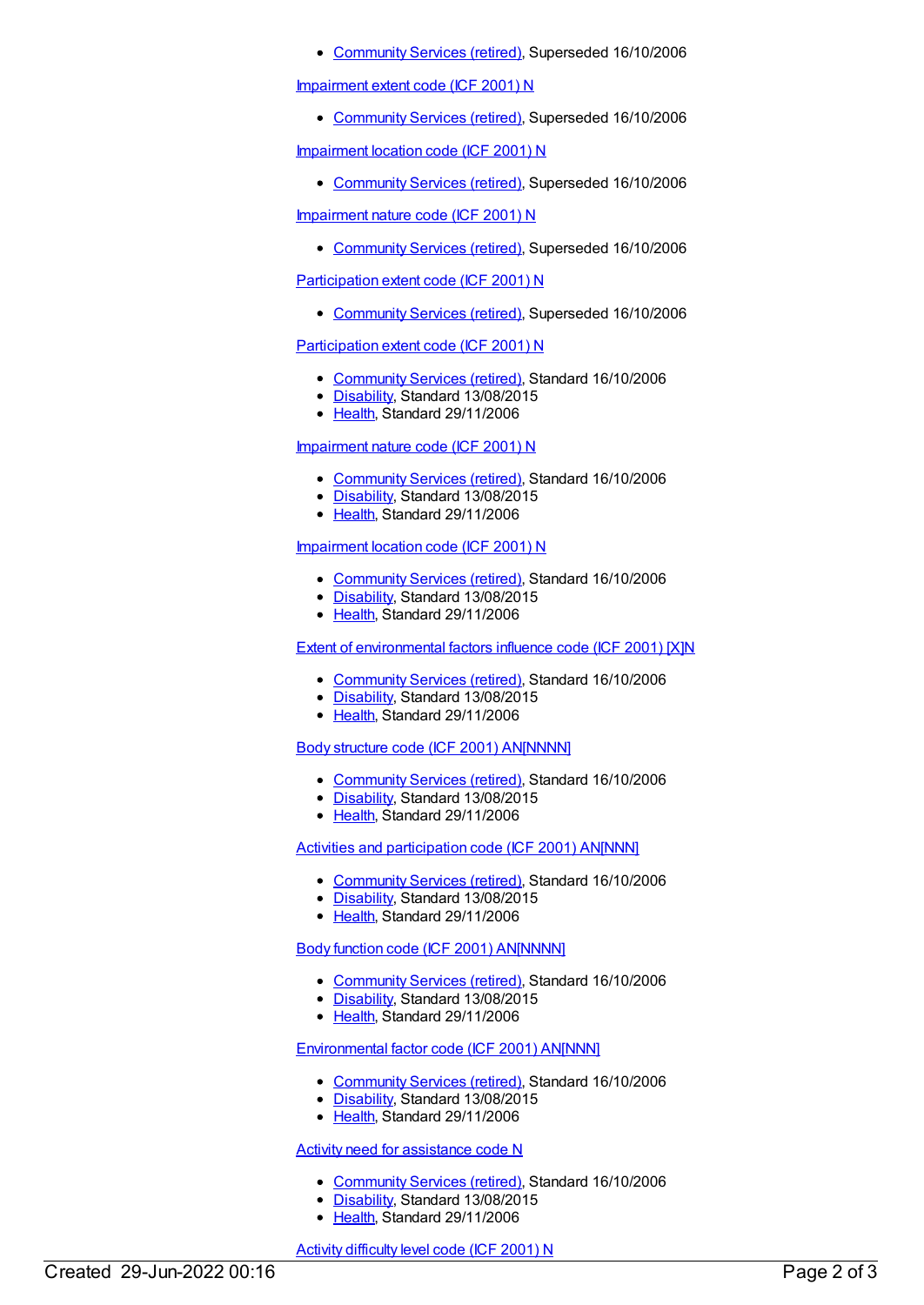- Community Services (retired), Superseded 16/10/2006

Impairment extent code (ICF 2001) N

- Community Services (retired), Superseded 16/10/2006

Impairment location code (ICF 2001) N

- Community Services (retired), Superseded 16/10/2006

Impairment nature code (ICF 2001) N

- Community Services (retired), Superseded 16/10/2006

Participation extent code (ICF 2001) N

- Community Services (retired), Superseded 16/10/2006

Participation extent code (ICF 2001) N

- Community Services (retired), Standard 16/10/2006
- Disability, Standard 13/08/2015
- Health, Standard 29/11/2006

Impairment nature code (ICF 2001) N

- Community Services (retired), Standard 16/10/2006
- Disability, Standard 13/08/2015
- Health, Standard 29/11/2006

Impairment location code (ICF 2001) N

- Community Services (retired), Standard 16/10/2006
- Disability, Standard 13/08/2015
- Health, Standard 29/11/2006

Extent of environmental factors influence code (ICF 2001) [X]N

- Community Services (retired), Standard 16/10/2006
- Disability, Standard 13/08/2015
- Health, Standard 29/11/2006

Body structure code (ICF 2001) AN[NNNN]

- Community Services (retired), Standard 16/10/2006
- Disability, Standard 13/08/2015
- Health, Standard 29/11/2006

Activities and participation code (ICF 2001) AN[NNN]

- Community Services (retired), Standard 16/10/2006
- Disability, Standard 13/08/2015
- Health, Standard 29/11/2006

Body function code (ICF 2001) AN[NNNN]

- Community Services (retired), Standard 16/10/2006
- Disability, Standard 13/08/2015
- Health, Standard 29/11/2006

Environmental factor code (ICF 2001) AN[NNN]

- Community Services (retired), Standard 16/10/2006
- Disability, Standard 13/08/2015
- Health, Standard 29/11/2006

Activity need for assistance code N

- Community Services (retired), Standard 16/10/2006
- Disability, Standard 13/08/2015
- Health, Standard 29/11/2006

Activity difficulty level code (ICF 2001) N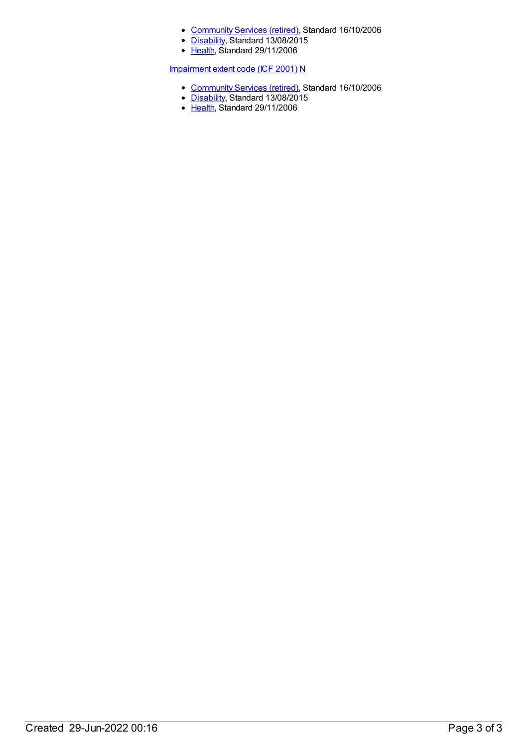- Community Services (retired), Standard 16/10/2006
- Disability, Standard 13/08/2015
- Health, Standard 29/11/2006

Impairment extent code (ICF 2001) N

- Community Services (retired), Standard 16/10/2006
- Disability, Standard 13/08/2015
- Health, Standard 29/11/2006